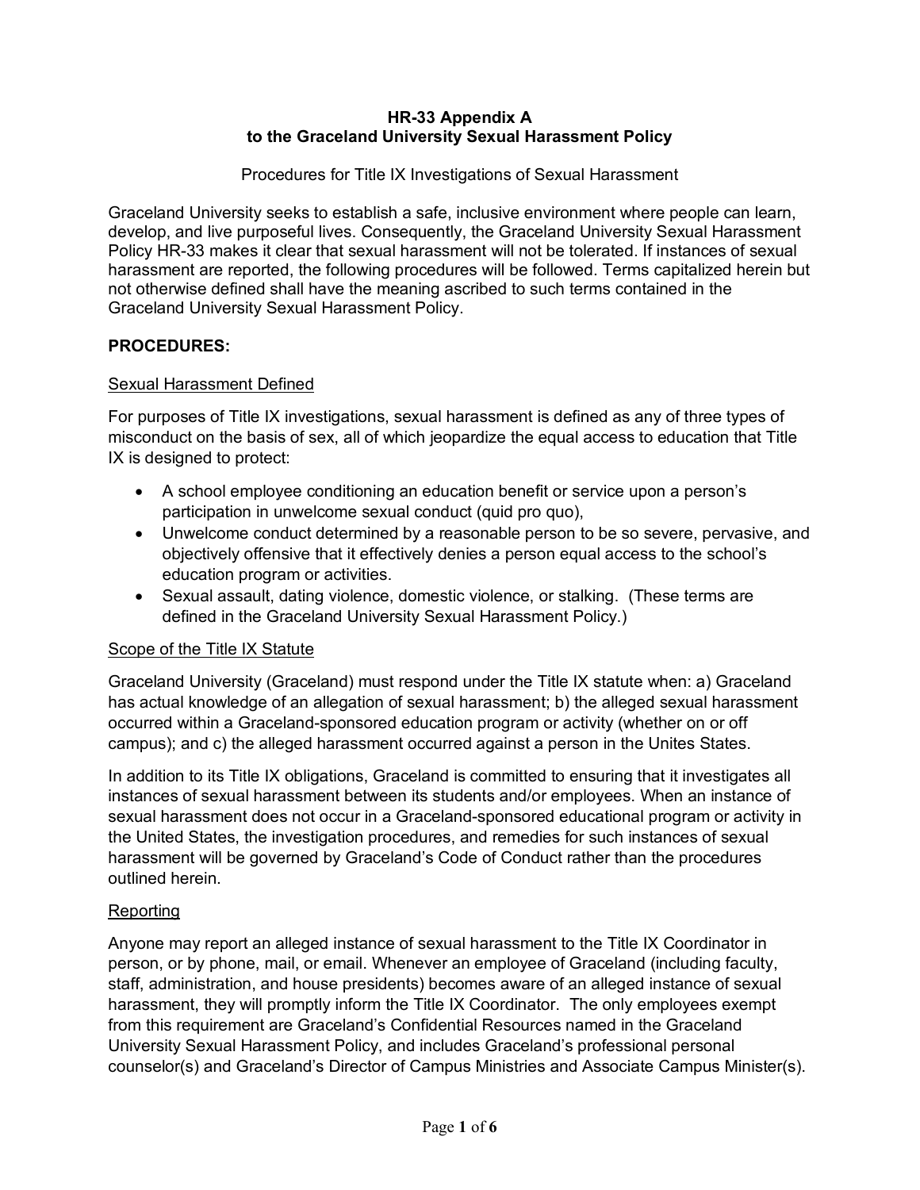# HR-33 Appendix A
# to the Graceland University Sexual Harassment Policy

Procedures for Title IX Investigations of Sexual Harassment

Graceland University seeks to establish a safe, inclusive environment where people can learn, develop, and live purposeful lives. Consequently, the Graceland University Sexual Harassment Policy HR-33 makes it clear that sexual harassment will not be tolerated. If instances of sexual harassment are reported, the following procedures will be followed. Terms capitalized herein but not otherwise defined shall have the meaning ascribed to such terms contained in the Graceland University Sexual Harassment Policy.

## PROCEDURES:

### Sexual Harassment Defined

For purposes of Title IX investigations, sexual harassment is defined as any of three types of misconduct on the basis of sex, all of which jeopardize the equal access to education that Title IX is designed to protect:

- A school employee conditioning an education benefit or service upon a person's participation in unwelcome sexual conduct (quid pro quo),
- Unwelcome conduct determined by a reasonable person to be so severe, pervasive, and objectively offensive that it effectively denies a person equal access to the school's education program or activities.
- Sexual assault, dating violence, domestic violence, or stalking. (These terms are defined in the Graceland University Sexual Harassment Policy.)

### Scope of the Title IX Statute

Graceland University (Graceland) must respond under the Title IX statute when: a) Graceland has actual knowledge of an allegation of sexual harassment; b) the alleged sexual harassment occurred within a Graceland-sponsored education program or activity (whether on or off campus); and c) the alleged harassment occurred against a person in the Unites States.

In addition to its Title IX obligations, Graceland is committed to ensuring that it investigates all instances of sexual harassment between its students and/or employees. When an instance of sexual harassment does not occur in a Graceland-sponsored educational program or activity in the United States, the investigation procedures, and remedies for such instances of sexual harassment will be governed by Graceland's Code of Conduct rather than the procedures outlined herein.

### Reporting

Anyone may report an alleged instance of sexual harassment to the Title IX Coordinator in person, or by phone, mail, or email. Whenever an employee of Graceland (including faculty, staff, administration, and house presidents) becomes aware of an alleged instance of sexual harassment, they will promptly inform the Title IX Coordinator. The only employees exempt from this requirement are Graceland's Confidential Resources named in the Graceland University Sexual Harassment Policy, and includes Graceland's professional personal counselor(s) and Graceland's Director of Campus Ministries and Associate Campus Minister(s).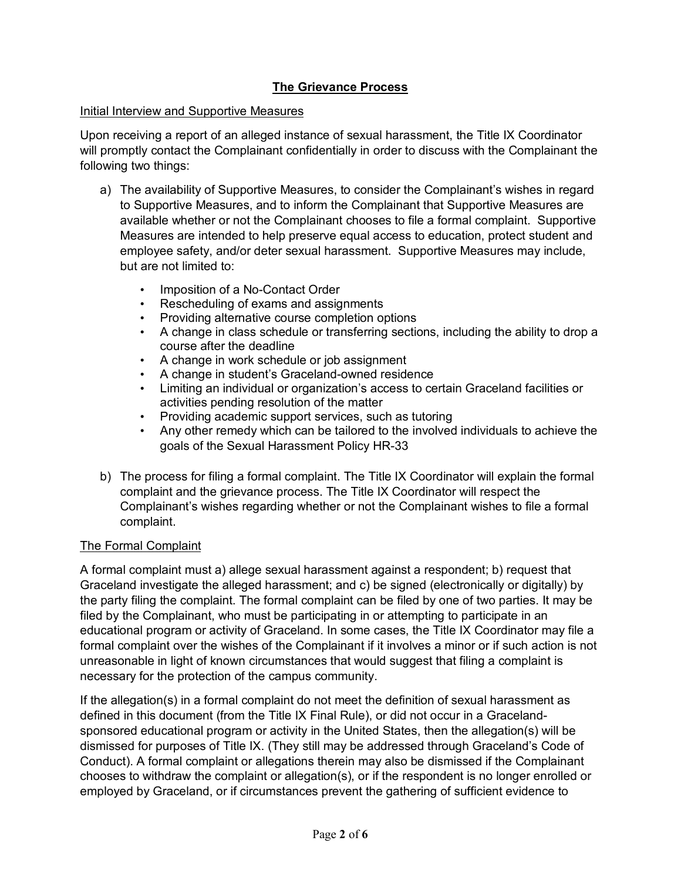## The Grievance Process

### Initial Interview and Supportive Measures

Upon receiving a report of an alleged instance of sexual harassment, the Title IX Coordinator will promptly contact the Complainant confidentially in order to discuss with the Complainant the following two things:

a) The availability of Supportive Measures, to consider the Complainant's wishes in regard to Supportive Measures, and to inform the Complainant that Supportive Measures are available whether or not the Complainant chooses to file a formal complaint. Supportive Measures are intended to help preserve equal access to education, protect student and employee safety, and/or deter sexual harassment. Supportive Measures may include, but are not limited to:

- Imposition of a No-Contact Order
- Rescheduling of exams and assignments
- Providing alternative course completion options
- A change in class schedule or transferring sections, including the ability to drop a course after the deadline
- A change in work schedule or job assignment
- A change in student's Graceland-owned residence
- Limiting an individual or organization's access to certain Graceland facilities or activities pending resolution of the matter
- Providing academic support services, such as tutoring
- Any other remedy which can be tailored to the involved individuals to achieve the goals of the Sexual Harassment Policy HR-33

b) The process for filing a formal complaint. The Title IX Coordinator will explain the formal complaint and the grievance process. The Title IX Coordinator will respect the Complainant's wishes regarding whether or not the Complainant wishes to file a formal complaint.

### The Formal Complaint

A formal complaint must a) allege sexual harassment against a respondent; b) request that Graceland investigate the alleged harassment; and c) be signed (electronically or digitally) by the party filing the complaint. The formal complaint can be filed by one of two parties. It may be filed by the Complainant, who must be participating in or attempting to participate in an educational program or activity of Graceland. In some cases, the Title IX Coordinator may file a formal complaint over the wishes of the Complainant if it involves a minor or if such action is not unreasonable in light of known circumstances that would suggest that filing a complaint is necessary for the protection of the campus community.

If the allegation(s) in a formal complaint do not meet the definition of sexual harassment as defined in this document (from the Title IX Final Rule), or did not occur in a Graceland-sponsored educational program or activity in the United States, then the allegation(s) will be dismissed for purposes of Title IX. (They still may be addressed through Graceland's Code of Conduct). A formal complaint or allegations therein may also be dismissed if the Complainant chooses to withdraw the complaint or allegation(s), or if the respondent is no longer enrolled or employed by Graceland, or if circumstances prevent the gathering of sufficient evidence to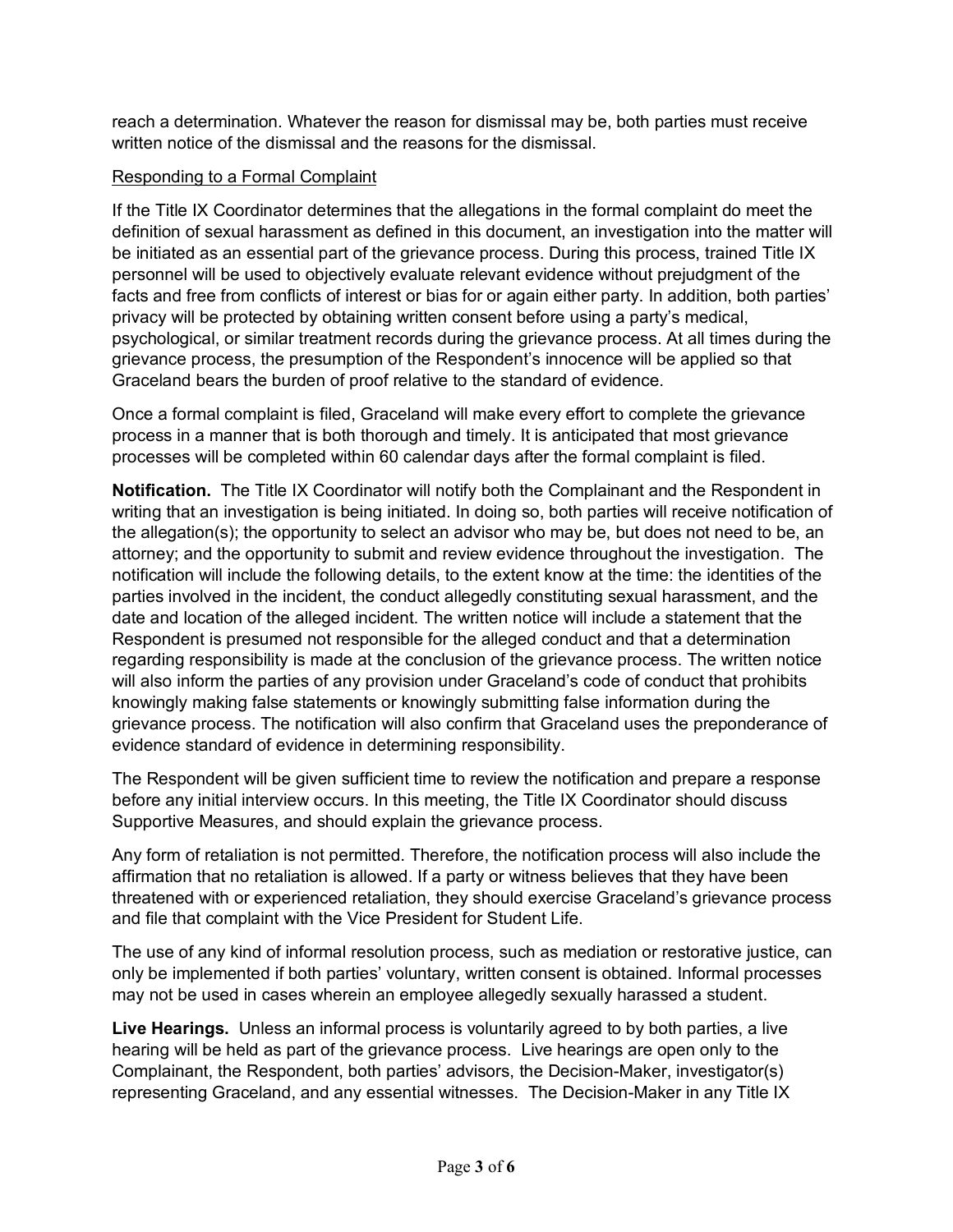reach a determination. Whatever the reason for dismissal may be, both parties must receive written notice of the dismissal and the reasons for the dismissal.

Responding to a Formal Complaint

If the Title IX Coordinator determines that the allegations in the formal complaint do meet the definition of sexual harassment as defined in this document, an investigation into the matter will be initiated as an essential part of the grievance process. During this process, trained Title IX personnel will be used to objectively evaluate relevant evidence without prejudgment of the facts and free from conflicts of interest or bias for or again either party. In addition, both parties' privacy will be protected by obtaining written consent before using a party's medical, psychological, or similar treatment records during the grievance process. At all times during the grievance process, the presumption of the Respondent's innocence will be applied so that Graceland bears the burden of proof relative to the standard of evidence.

Once a formal complaint is filed, Graceland will make every effort to complete the grievance process in a manner that is both thorough and timely. It is anticipated that most grievance processes will be completed within 60 calendar days after the formal complaint is filed.

**Notification.** The Title IX Coordinator will notify both the Complainant and the Respondent in writing that an investigation is being initiated. In doing so, both parties will receive notification of the allegation(s); the opportunity to select an advisor who may be, but does not need to be, an attorney; and the opportunity to submit and review evidence throughout the investigation. The notification will include the following details, to the extent know at the time: the identities of the parties involved in the incident, the conduct allegedly constituting sexual harassment, and the date and location of the alleged incident. The written notice will include a statement that the Respondent is presumed not responsible for the alleged conduct and that a determination regarding responsibility is made at the conclusion of the grievance process. The written notice will also inform the parties of any provision under Graceland's code of conduct that prohibits knowingly making false statements or knowingly submitting false information during the grievance process. The notification will also confirm that Graceland uses the preponderance of evidence standard of evidence in determining responsibility.

The Respondent will be given sufficient time to review the notification and prepare a response before any initial interview occurs. In this meeting, the Title IX Coordinator should discuss Supportive Measures, and should explain the grievance process.

Any form of retaliation is not permitted. Therefore, the notification process will also include the affirmation that no retaliation is allowed. If a party or witness believes that they have been threatened with or experienced retaliation, they should exercise Graceland's grievance process and file that complaint with the Vice President for Student Life.

The use of any kind of informal resolution process, such as mediation or restorative justice, can only be implemented if both parties' voluntary, written consent is obtained. Informal processes may not be used in cases wherein an employee allegedly sexually harassed a student.

**Live Hearings.** Unless an informal process is voluntarily agreed to by both parties, a live hearing will be held as part of the grievance process. Live hearings are open only to the Complainant, the Respondent, both parties' advisors, the Decision-Maker, investigator(s) representing Graceland, and any essential witnesses. The Decision-Maker in any Title IX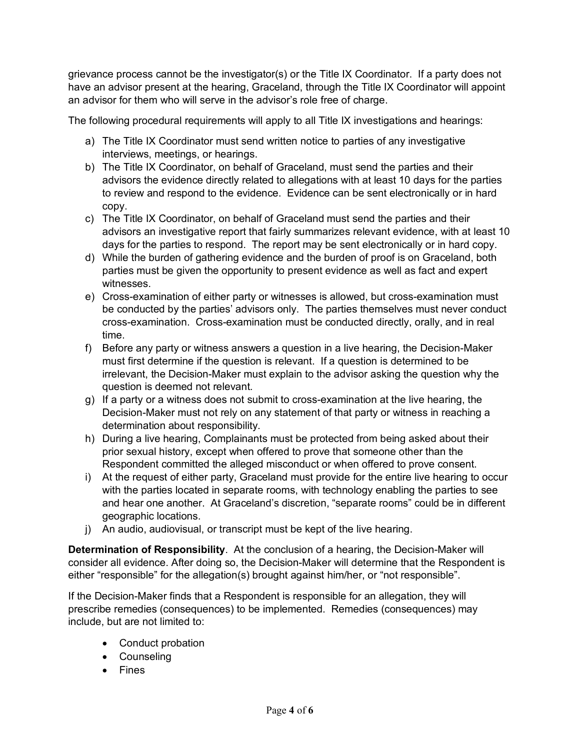grievance process cannot be the investigator(s) or the Title IX Coordinator. If a party does not have an advisor present at the hearing, Graceland, through the Title IX Coordinator will appoint an advisor for them who will serve in the advisor's role free of charge.

The following procedural requirements will apply to all Title IX investigations and hearings:

a) The Title IX Coordinator must send written notice to parties of any investigative interviews, meetings, or hearings.
b) The Title IX Coordinator, on behalf of Graceland, must send the parties and their advisors the evidence directly related to allegations with at least 10 days for the parties to review and respond to the evidence. Evidence can be sent electronically or in hard copy.
c) The Title IX Coordinator, on behalf of Graceland must send the parties and their advisors an investigative report that fairly summarizes relevant evidence, with at least 10 days for the parties to respond. The report may be sent electronically or in hard copy.
d) While the burden of gathering evidence and the burden of proof is on Graceland, both parties must be given the opportunity to present evidence as well as fact and expert witnesses.
e) Cross-examination of either party or witnesses is allowed, but cross-examination must be conducted by the parties' advisors only. The parties themselves must never conduct cross-examination. Cross-examination must be conducted directly, orally, and in real time.
f) Before any party or witness answers a question in a live hearing, the Decision-Maker must first determine if the question is relevant. If a question is determined to be irrelevant, the Decision-Maker must explain to the advisor asking the question why the question is deemed not relevant.
g) If a party or a witness does not submit to cross-examination at the live hearing, the Decision-Maker must not rely on any statement of that party or witness in reaching a determination about responsibility.
h) During a live hearing, Complainants must be protected from being asked about their prior sexual history, except when offered to prove that someone other than the Respondent committed the alleged misconduct or when offered to prove consent.
i) At the request of either party, Graceland must provide for the entire live hearing to occur with the parties located in separate rooms, with technology enabling the parties to see and hear one another. At Graceland's discretion, "separate rooms" could be in different geographic locations.
j) An audio, audiovisual, or transcript must be kept of the live hearing.

**Determination of Responsibility**. At the conclusion of a hearing, the Decision-Maker will consider all evidence. After doing so, the Decision-Maker will determine that the Respondent is either "responsible" for the allegation(s) brought against him/her, or "not responsible".

If the Decision-Maker finds that a Respondent is responsible for an allegation, they will prescribe remedies (consequences) to be implemented. Remedies (consequences) may include, but are not limited to:

- Conduct probation
- Counseling
- Fines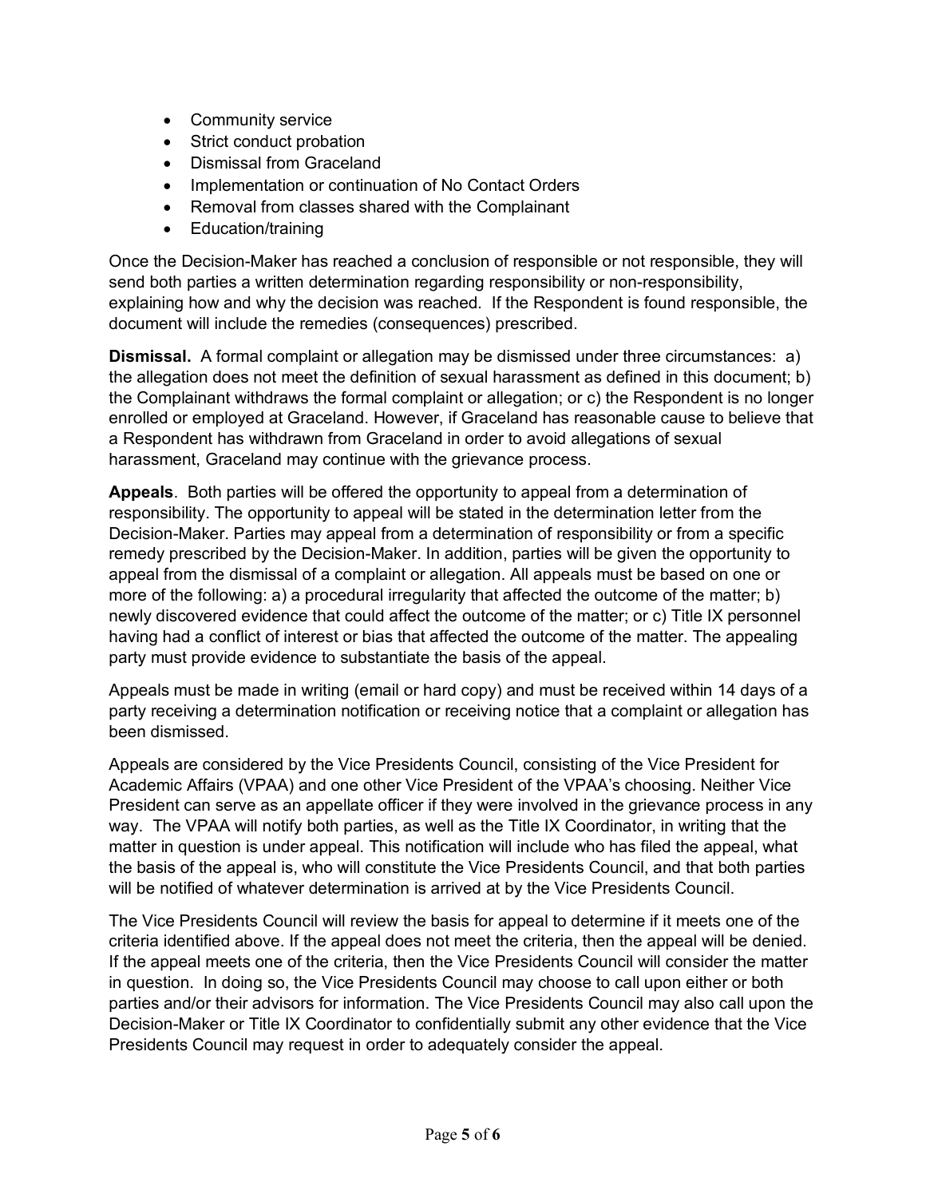- Community service
- Strict conduct probation
- Dismissal from Graceland
- Implementation or continuation of No Contact Orders
- Removal from classes shared with the Complainant
- Education/training

Once the Decision-Maker has reached a conclusion of responsible or not responsible, they will send both parties a written determination regarding responsibility or non-responsibility, explaining how and why the decision was reached. If the Respondent is found responsible, the document will include the remedies (consequences) prescribed.

**Dismissal.** A formal complaint or allegation may be dismissed under three circumstances: a) the allegation does not meet the definition of sexual harassment as defined in this document; b) the Complainant withdraws the formal complaint or allegation; or c) the Respondent is no longer enrolled or employed at Graceland. However, if Graceland has reasonable cause to believe that a Respondent has withdrawn from Graceland in order to avoid allegations of sexual harassment, Graceland may continue with the grievance process.

**Appeals**. Both parties will be offered the opportunity to appeal from a determination of responsibility. The opportunity to appeal will be stated in the determination letter from the Decision-Maker. Parties may appeal from a determination of responsibility or from a specific remedy prescribed by the Decision-Maker. In addition, parties will be given the opportunity to appeal from the dismissal of a complaint or allegation. All appeals must be based on one or more of the following: a) a procedural irregularity that affected the outcome of the matter; b) newly discovered evidence that could affect the outcome of the matter; or c) Title IX personnel having had a conflict of interest or bias that affected the outcome of the matter. The appealing party must provide evidence to substantiate the basis of the appeal.

Appeals must be made in writing (email or hard copy) and must be received within 14 days of a party receiving a determination notification or receiving notice that a complaint or allegation has been dismissed.

Appeals are considered by the Vice Presidents Council, consisting of the Vice President for Academic Affairs (VPAA) and one other Vice President of the VPAA's choosing. Neither Vice President can serve as an appellate officer if they were involved in the grievance process in any way. The VPAA will notify both parties, as well as the Title IX Coordinator, in writing that the matter in question is under appeal. This notification will include who has filed the appeal, what the basis of the appeal is, who will constitute the Vice Presidents Council, and that both parties will be notified of whatever determination is arrived at by the Vice Presidents Council.

The Vice Presidents Council will review the basis for appeal to determine if it meets one of the criteria identified above. If the appeal does not meet the criteria, then the appeal will be denied. If the appeal meets one of the criteria, then the Vice Presidents Council will consider the matter in question. In doing so, the Vice Presidents Council may choose to call upon either or both parties and/or their advisors for information. The Vice Presidents Council may also call upon the Decision-Maker or Title IX Coordinator to confidentially submit any other evidence that the Vice Presidents Council may request in order to adequately consider the appeal.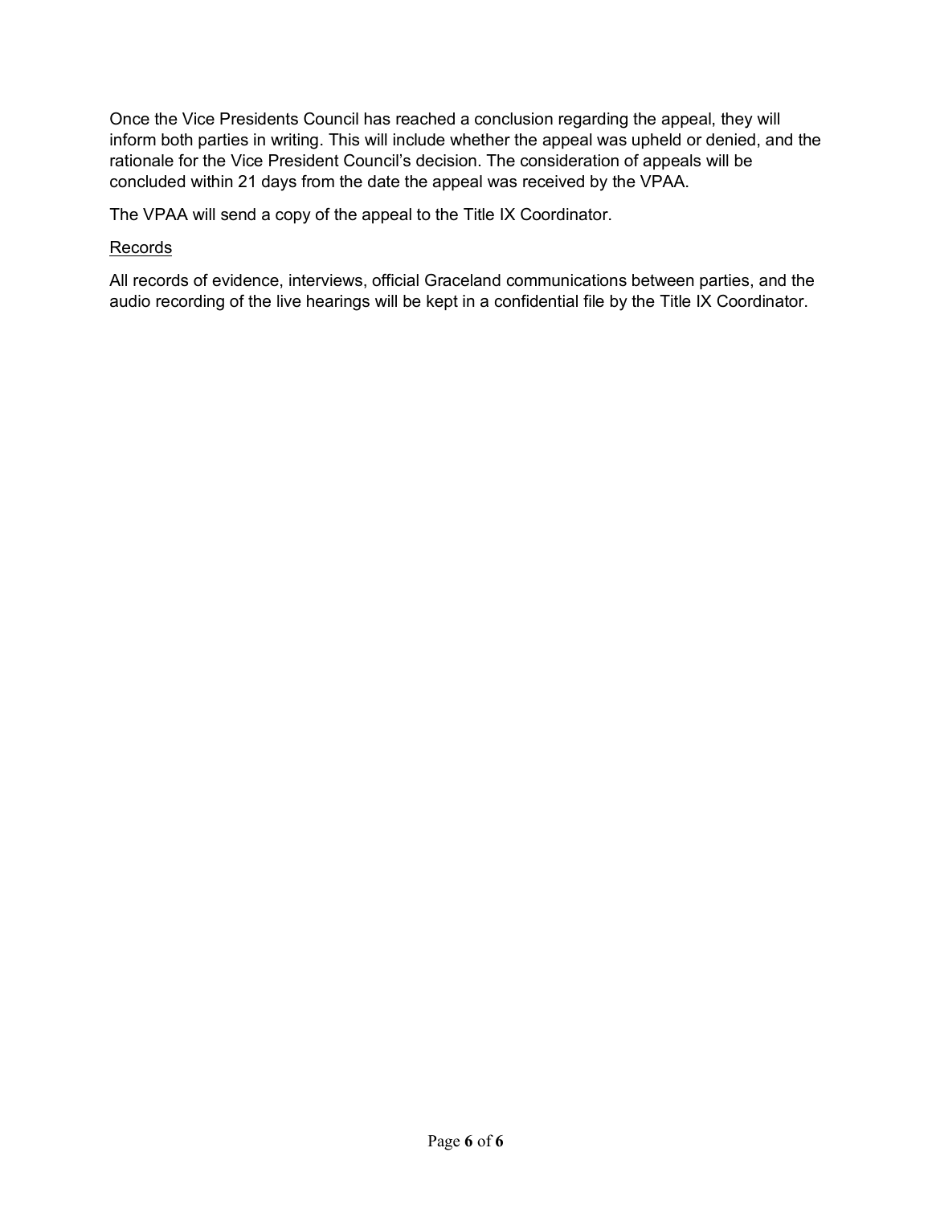Once the Vice Presidents Council has reached a conclusion regarding the appeal, they will inform both parties in writing. This will include whether the appeal was upheld or denied, and the rationale for the Vice President Council's decision. The consideration of appeals will be concluded within 21 days from the date the appeal was received by the VPAA.

The VPAA will send a copy of the appeal to the Title IX Coordinator.

<u>Records</u>

All records of evidence, interviews, official Graceland communications between parties, and the audio recording of the live hearings will be kept in a confidential file by the Title IX Coordinator.